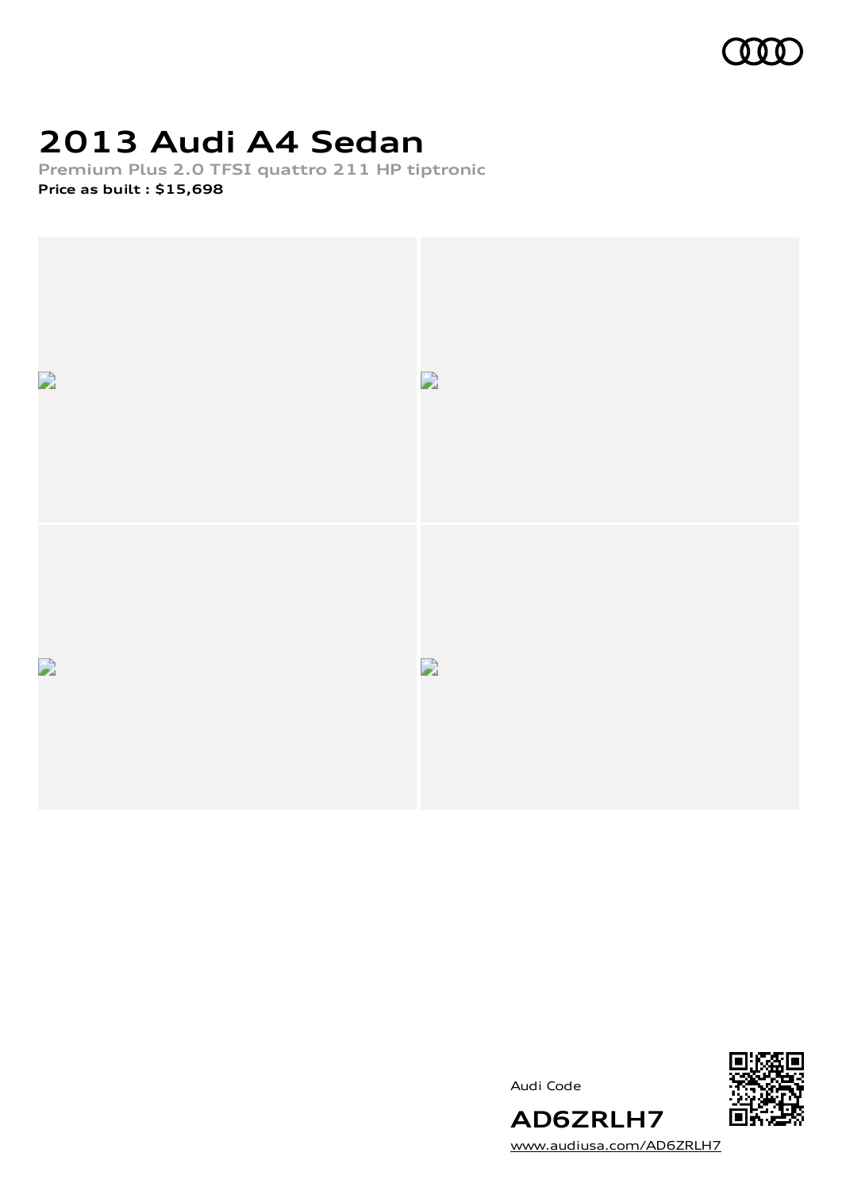# 2013 Audi A4 Sedan

**Premium Plus 2.0 TFSI quattro 211 HP tiptronic**

**Price as built : $15,698**

Audi Code

**AD6ZRLH7**

www.audiusa.com/AD6ZRLH7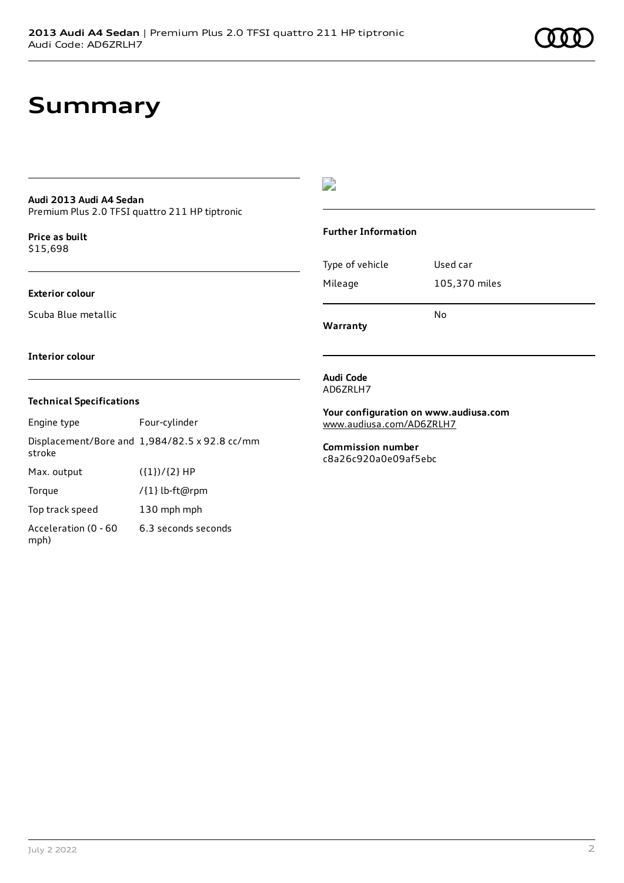# Summary

**Audi 2013 Audi A4 Sedan**
Premium Plus 2.0 TFSI quattro 211 HP tiptronic

**Price as built**
$15,698

**Exterior colour**

Scuba Blue metallic

**Interior colour**

### Technical Specifications

| | |
|---|---|
| Engine type | Four-cylinder |
| Displacement/Bore and stroke | 1,984/82.5 x 92.8 cc/mm |
| Max. output | ({1})/{2} HP |
| Torque | /{1} lb-ft@rpm |
| Top track speed | 130 mph mph |
| Acceleration (0 - 60 mph) | 6.3 seconds seconds |

### Further Information

| | |
|---|---|
| Type of vehicle | Used car |
| Mileage | 105,370 miles |
| **Warranty** | No |

**Audi Code**
AD6ZRLH7

**Your configuration on www.audiusa.com**
www.audiusa.com/AD6ZRLH7

**Commission number**
c8a26c920a0e09af5ebc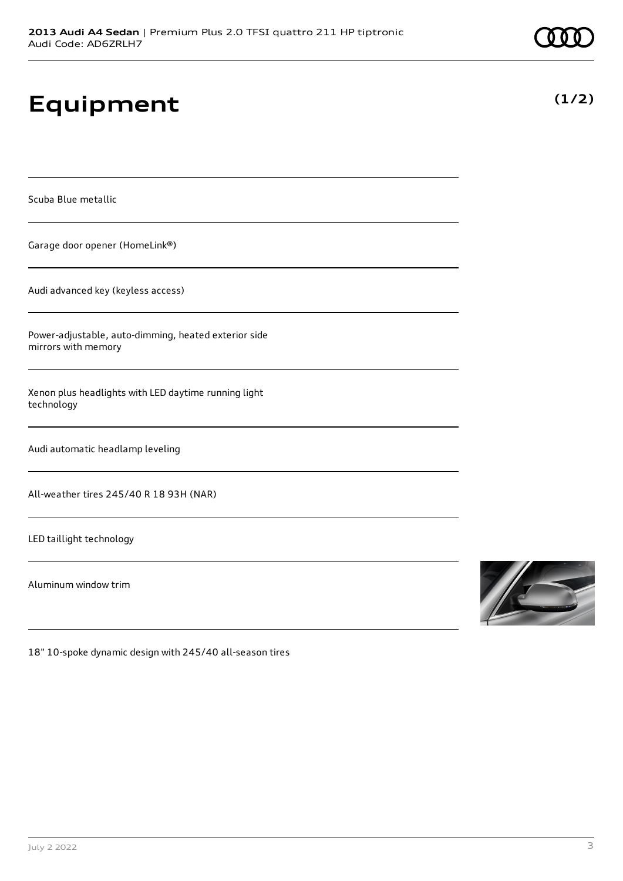# Equipment

**(1/2)**

Scuba Blue metallic

Garage door opener (HomeLink®)

Audi advanced key (keyless access)

Power-adjustable, auto-dimming, heated exterior side mirrors with memory

Xenon plus headlights with LED daytime running light technology

Audi automatic headlamp leveling

All-weather tires 245/40 R 18 93H (NAR)

LED taillight technology

Aluminum window trim

18" 10-spoke dynamic design with 245/40 all-season tires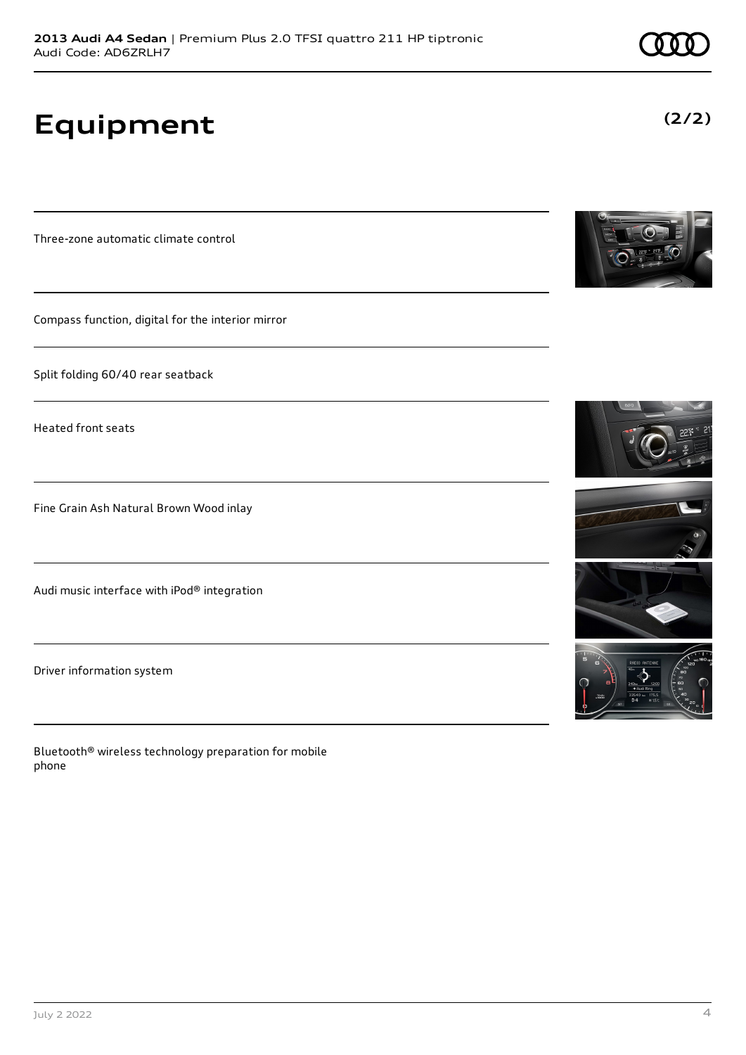# Equipment

**(2/2)**

Three-zone automatic climate control

Compass function, digital for the interior mirror

Split folding 60/40 rear seatback

Heated front seats

Fine Grain Ash Natural Brown Wood inlay

Audi music interface with iPod® integration

Driver information system

Bluetooth® wireless technology preparation for mobile phone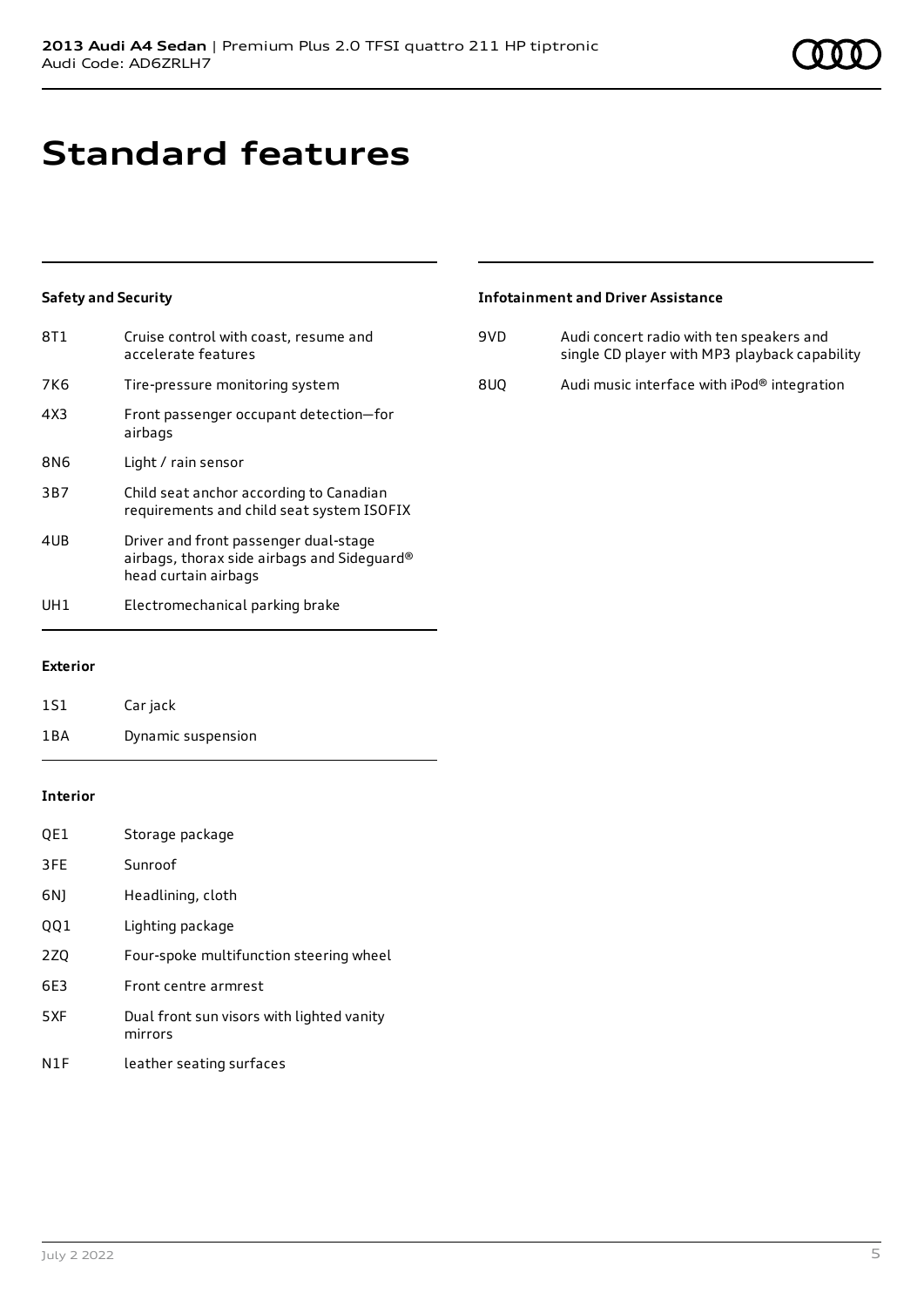# Standard features

### Safety and Security

| | |
|---|---|
| 8T1 | Cruise control with coast, resume and accelerate features |
| 7K6 | Tire-pressure monitoring system |
| 4X3 | Front passenger occupant detection—for airbags |
| 8N6 | Light / rain sensor |
| 3B7 | Child seat anchor according to Canadian requirements and child seat system ISOFIX |
| 4UB | Driver and front passenger dual-stage airbags, thorax side airbags and Sideguard® head curtain airbags |
| UH1 | Electromechanical parking brake |

### Exterior

| | |
|---|---|
| 1S1 | Car jack |
| 1BA | Dynamic suspension |

### Interior

| | |
|---|---|
| QE1 | Storage package |
| 3FE | Sunroof |
| 6NJ | Headlining, cloth |
| QQ1 | Lighting package |
| 2ZQ | Four-spoke multifunction steering wheel |
| 6E3 | Front centre armrest |
| 5XF | Dual front sun visors with lighted vanity mirrors |
| N1F | leather seating surfaces |

### Infotainment and Driver Assistance

| | |
|---|---|
| 9VD | Audi concert radio with ten speakers and single CD player with MP3 playback capability |
| 8UQ | Audi music interface with iPod® integration |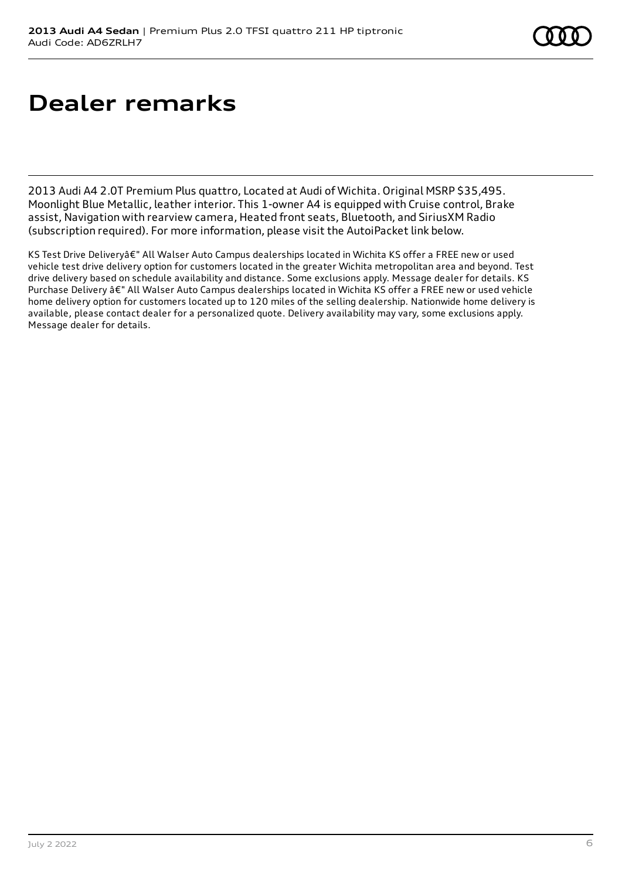# Dealer remarks

2013 Audi A4 2.0T Premium Plus quattro, Located at Audi of Wichita. Original MSRP $35,495. Moonlight Blue Metallic, leather interior. This 1-owner A4 is equipped with Cruise control, Brake assist, Navigation with rearview camera, Heated front seats, Bluetooth, and SiriusXM Radio (subscription required). For more information, please visit the AutoiPacket link below.

KS Test Drive Deliveryâ€" All Walser Auto Campus dealerships located in Wichita KS offer a FREE new or used vehicle test drive delivery option for customers located in the greater Wichita metropolitan area and beyond. Test drive delivery based on schedule availability and distance. Some exclusions apply. Message dealer for details. KS Purchase Delivery â€" All Walser Auto Campus dealerships located in Wichita KS offer a FREE new or used vehicle home delivery option for customers located up to 120 miles of the selling dealership. Nationwide home delivery is available, please contact dealer for a personalized quote. Delivery availability may vary, some exclusions apply. Message dealer for details.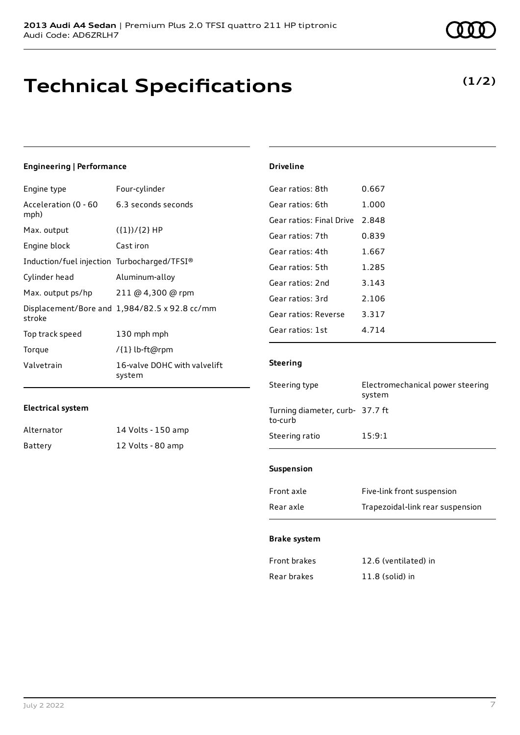**2013 Audi A4 Sedan** | Premium Plus 2.0 TFSI quattro 211 HP tiptronic
Audi Code: AD6ZRLH7

# Technical Specifications

**(1/2)**

### Engineering | Performance

| | |
|---|---|
| Engine type | Four-cylinder |
| Acceleration (0 - 60 mph) | 6.3 seconds seconds |
| Max. output | ({1})/{2} HP |
| Engine block | Cast iron |
| Induction/fuel injection | Turbocharged/TFSI® |
| Cylinder head | Aluminum-alloy |
| Max. output ps/hp | 211 @ 4,300 @ rpm |
| Displacement/Bore and stroke | 1,984/82.5 x 92.8 cc/mm |
| Top track speed | 130 mph mph |
| Torque | /{1} lb-ft@rpm |
| Valvetrain | 16-valve DOHC with valvelift system |

### Electrical system

| | |
|---|---|
| Alternator | 14 Volts - 150 amp |
| Battery | 12 Volts - 80 amp |

### Driveline

| | |
|---|---|
| Gear ratios: 8th | 0.667 |
| Gear ratios: 6th | 1.000 |
| Gear ratios: Final Drive | 2.848 |
| Gear ratios: 7th | 0.839 |
| Gear ratios: 4th | 1.667 |
| Gear ratios: 5th | 1.285 |
| Gear ratios: 2nd | 3.143 |
| Gear ratios: 3rd | 2.106 |
| Gear ratios: Reverse | 3.317 |
| Gear ratios: 1st | 4.714 |

### Steering

| | |
|---|---|
| Steering type | Electromechanical power steering system |
| Turning diameter, curb-to-curb | 37.7 ft |
| Steering ratio | 15:9:1 |

### Suspension

| | |
|---|---|
| Front axle | Five-link front suspension |
| Rear axle | Trapezoidal-link rear suspension |

### Brake system

| | |
|---|---|
| Front brakes | 12.6 (ventilated) in |
| Rear brakes | 11.8 (solid) in |

July 2 2022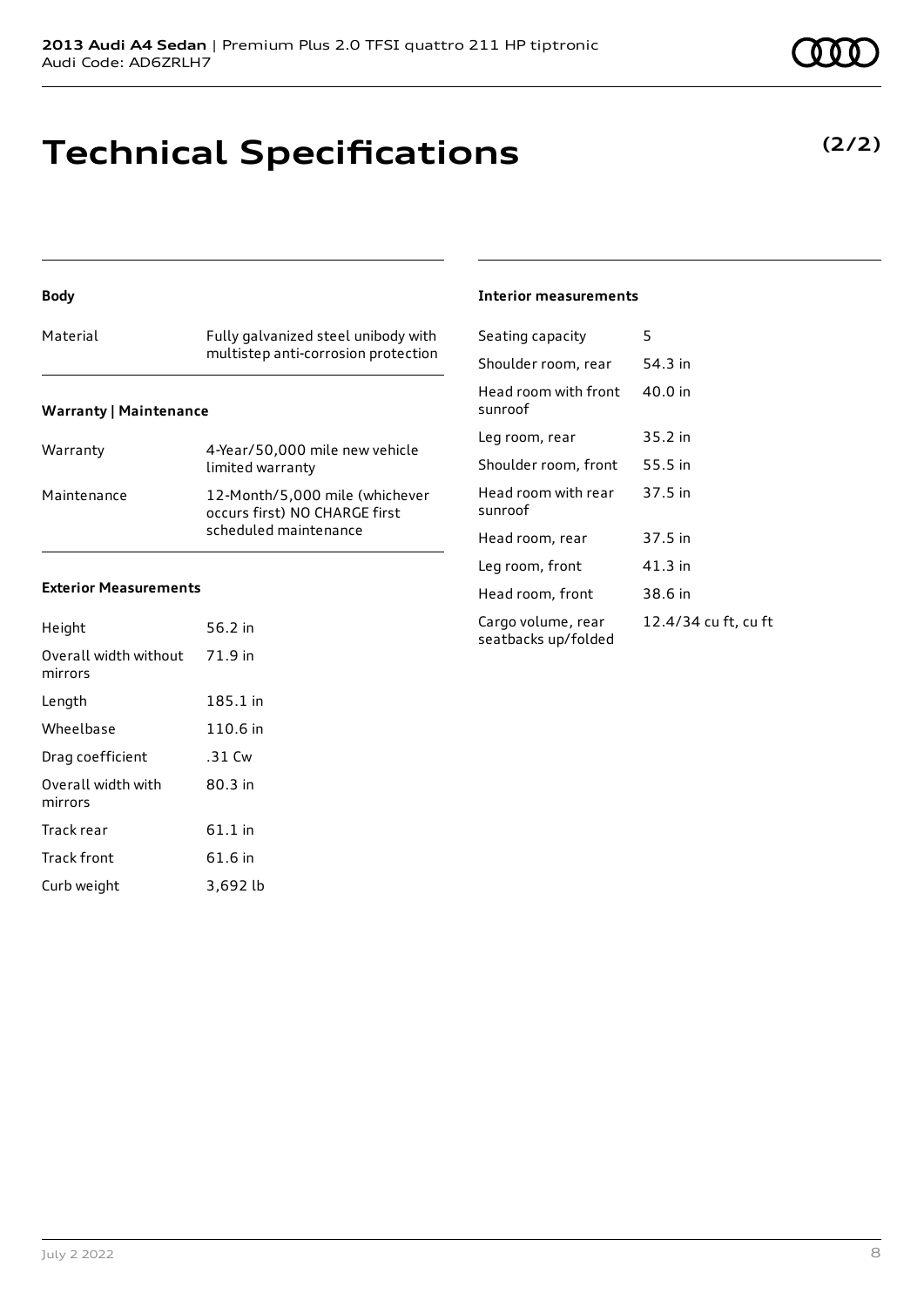# Technical Specifications

**(2/2)**

### Body

| | |
|---|---|
| Material | Fully galvanized steel unibody with multistep anti-corrosion protection |

### Warranty | Maintenance

| | |
|---|---|
| Warranty | 4-Year/50,000 mile new vehicle limited warranty |
| Maintenance | 12-Month/5,000 mile (whichever occurs first) NO CHARGE first scheduled maintenance |

### Exterior Measurements

| | |
|---|---|
| Height | 56.2 in |
| Overall width without mirrors | 71.9 in |
| Length | 185.1 in |
| Wheelbase | 110.6 in |
| Drag coefficient | .31 Cw |
| Overall width with mirrors | 80.3 in |
| Track rear | 61.1 in |
| Track front | 61.6 in |
| Curb weight | 3,692 lb |

### Interior measurements

| | |
|---|---|
| Seating capacity | 5 |
| Shoulder room, rear | 54.3 in |
| Head room with front sunroof | 40.0 in |
| Leg room, rear | 35.2 in |
| Shoulder room, front | 55.5 in |
| Head room with rear sunroof | 37.5 in |
| Head room, rear | 37.5 in |
| Leg room, front | 41.3 in |
| Head room, front | 38.6 in |
| Cargo volume, rear seatbacks up/folded | 12.4/34 cu ft, cu ft |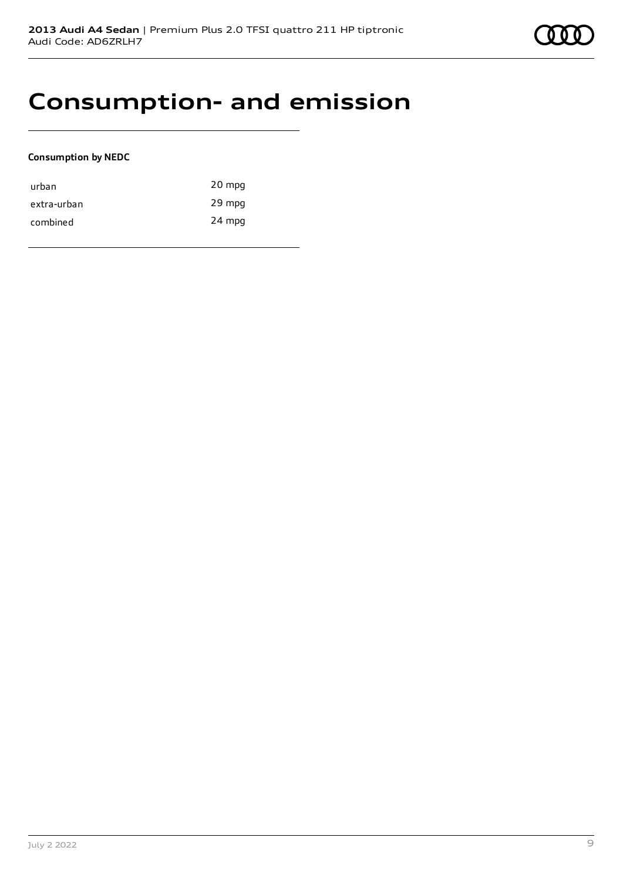# Consumption- and emission

**Consumption by NEDC**

| | |
|---|---|
| urban | 20 mpg |
| extra-urban | 29 mpg |
| combined | 24 mpg |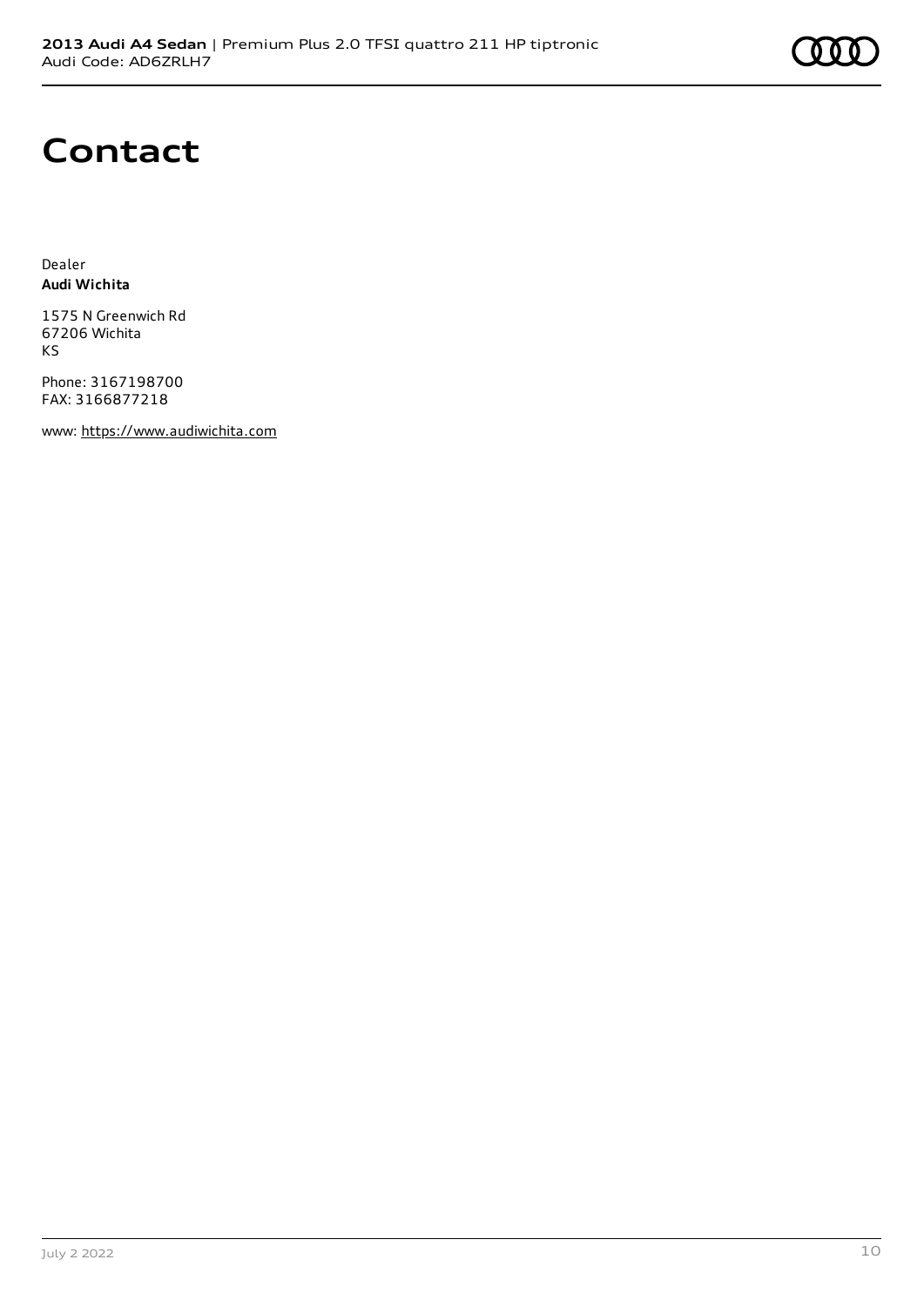# Contact

Dealer
**Audi Wichita**

1575 N Greenwich Rd
67206 Wichita
KS

Phone: 3167198700
FAX: 3166877218

www: https://www.audiwichita.com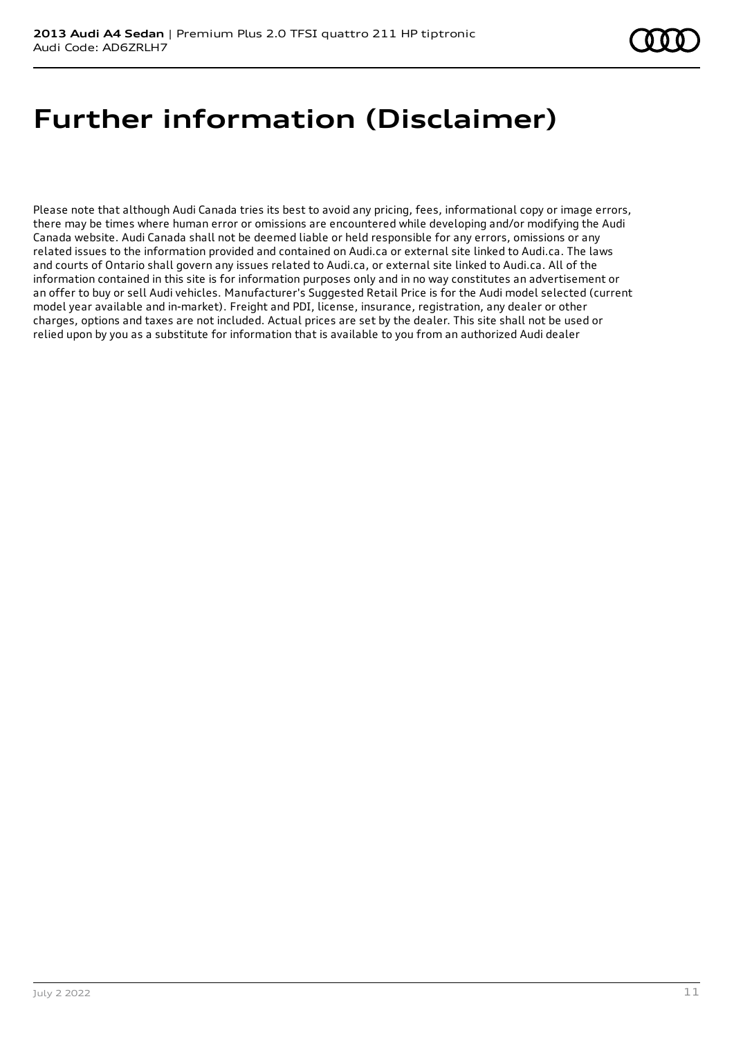# Further information (Disclaimer)

Please note that although Audi Canada tries its best to avoid any pricing, fees, informational copy or image errors, there may be times where human error or omissions are encountered while developing and/or modifying the Audi Canada website. Audi Canada shall not be deemed liable or held responsible for any errors, omissions or any related issues to the information provided and contained on Audi.ca or external site linked to Audi.ca. The laws and courts of Ontario shall govern any issues related to Audi.ca, or external site linked to Audi.ca. All of the information contained in this site is for information purposes only and in no way constitutes an advertisement or an offer to buy or sell Audi vehicles. Manufacturer's Suggested Retail Price is for the Audi model selected (current model year available and in-market). Freight and PDI, license, insurance, registration, any dealer or other charges, options and taxes are not included. Actual prices are set by the dealer. This site shall not be used or relied upon by you as a substitute for information that is available to you from an authorized Audi dealer